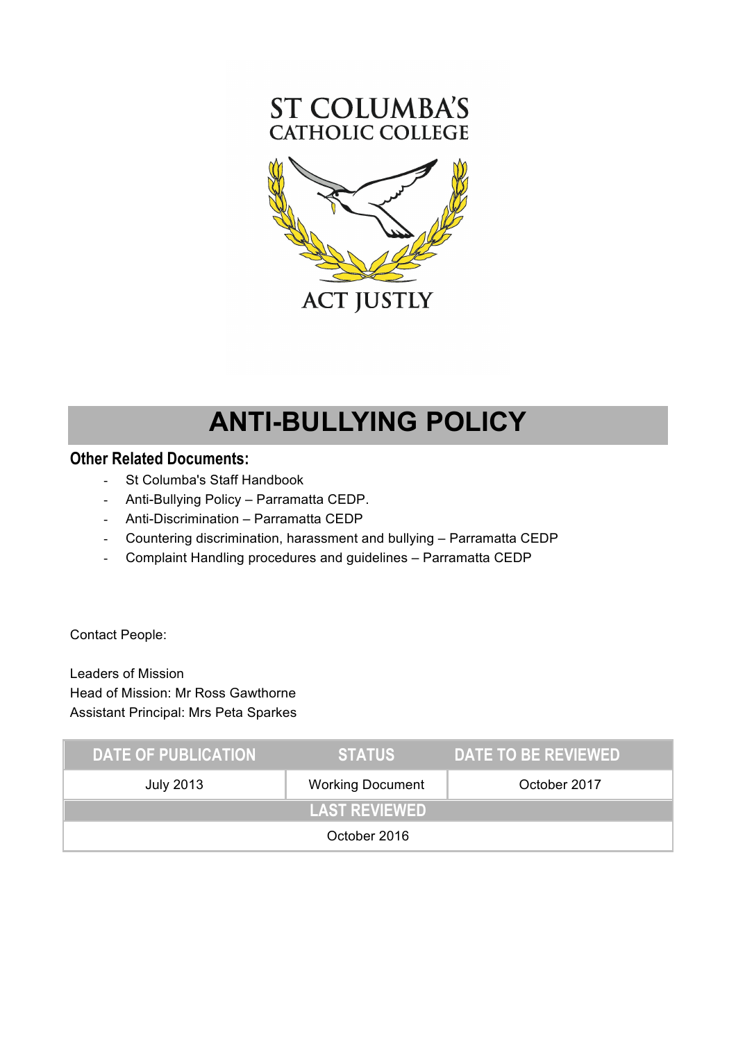ST COLUMBA'S
CATHOLIC COLLEGE

ACT JUSTLY

# ANTI-BULLYING POLICY

## Other Related Documents:

- St Columba's Staff Handbook
- Anti-Bullying Policy – Parramatta CEDP.
- Anti-Discrimination – Parramatta CEDP
- Countering discrimination, harassment and bullying – Parramatta CEDP
- Complaint Handling procedures and guidelines – Parramatta CEDP

Contact People:

Leaders of Mission
Head of Mission: Mr Ross Gawthorne
Assistant Principal: Mrs Peta Sparkes

| DATE OF PUBLICATION | STATUS | DATE TO BE REVIEWED |
|---|---|---|
| July 2013 | Working Document | October 2017 |
| LAST REVIEWED | | |
| October 2016 | | |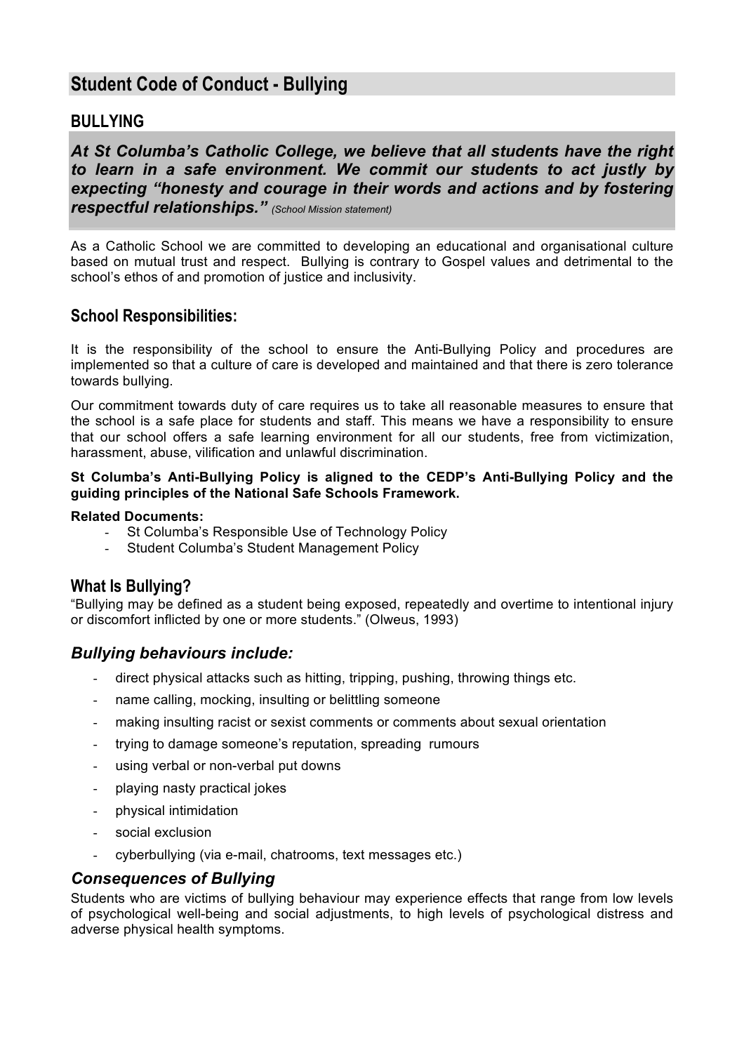## Student Code of Conduct - Bullying

### BULLYING

***At St Columba's Catholic College, we believe that all students have the right to learn in a safe environment. We commit our students to act justly by expecting "honesty and courage in their words and actions and by fostering respectful relationships."*** *(School Mission statement)*

As a Catholic School we are committed to developing an educational and organisational culture based on mutual trust and respect. Bullying is contrary to Gospel values and detrimental to the school's ethos of and promotion of justice and inclusivity.

### School Responsibilities:

It is the responsibility of the school to ensure the Anti-Bullying Policy and procedures are implemented so that a culture of care is developed and maintained and that there is zero tolerance towards bullying.

Our commitment towards duty of care requires us to take all reasonable measures to ensure that the school is a safe place for students and staff. This means we have a responsibility to ensure that our school offers a safe learning environment for all our students, free from victimization, harassment, abuse, vilification and unlawful discrimination.

**St Columba's Anti-Bullying Policy is aligned to the CEDP's Anti-Bullying Policy and the guiding principles of the National Safe Schools Framework.**

**Related Documents:**

- St Columba's Responsible Use of Technology Policy
- Student Columba's Student Management Policy

### What Is Bullying?

"Bullying may be defined as a student being exposed, repeatedly and overtime to intentional injury or discomfort inflicted by one or more students." (Olweus, 1993)

### *Bullying behaviours include:*

- direct physical attacks such as hitting, tripping, pushing, throwing things etc.
- name calling, mocking, insulting or belittling someone
- making insulting racist or sexist comments or comments about sexual orientation
- trying to damage someone's reputation, spreading rumours
- using verbal or non-verbal put downs
- playing nasty practical jokes
- physical intimidation
- social exclusion
- cyberbullying (via e-mail, chatrooms, text messages etc.)

### *Consequences of Bullying*

Students who are victims of bullying behaviour may experience effects that range from low levels of psychological well-being and social adjustments, to high levels of psychological distress and adverse physical health symptoms.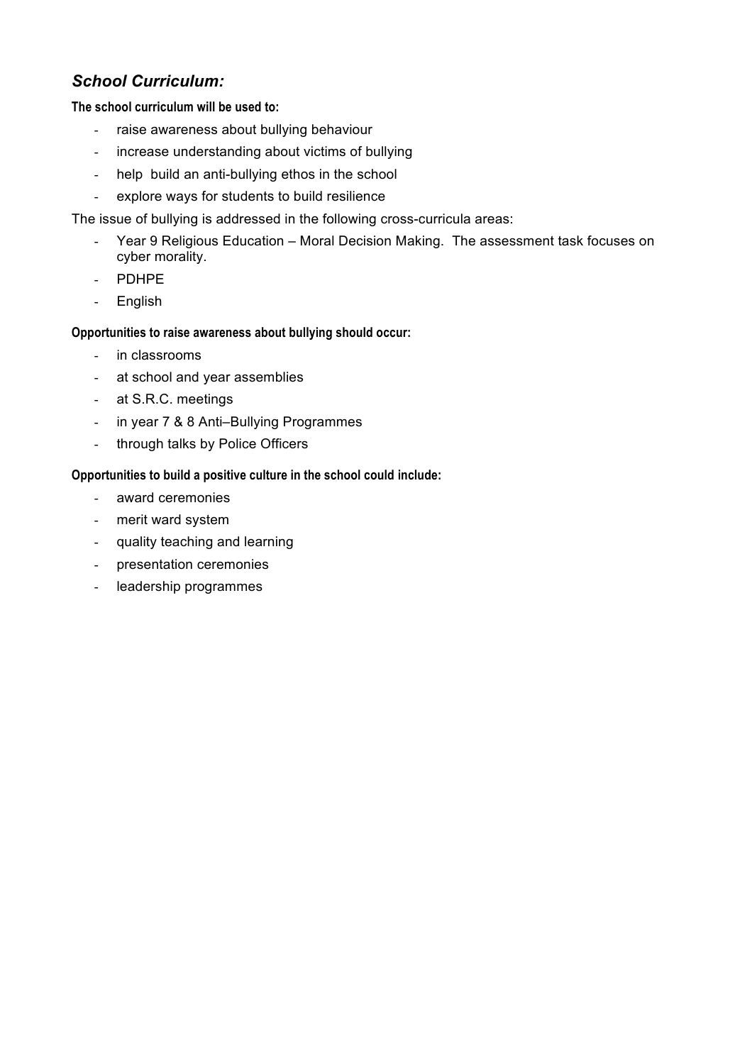## *School Curriculum:*

**The school curriculum will be used to:**

- raise awareness about bullying behaviour
- increase understanding about victims of bullying
- help build an anti-bullying ethos in the school
- explore ways for students to build resilience

The issue of bullying is addressed in the following cross-curricula areas:

- Year 9 Religious Education – Moral Decision Making. The assessment task focuses on cyber morality.
- PDHPE
- English

**Opportunities to raise awareness about bullying should occur:**

- in classrooms
- at school and year assemblies
- at S.R.C. meetings
- in year 7 & 8 Anti–Bullying Programmes
- through talks by Police Officers

**Opportunities to build a positive culture in the school could include:**

- award ceremonies
- merit ward system
- quality teaching and learning
- presentation ceremonies
- leadership programmes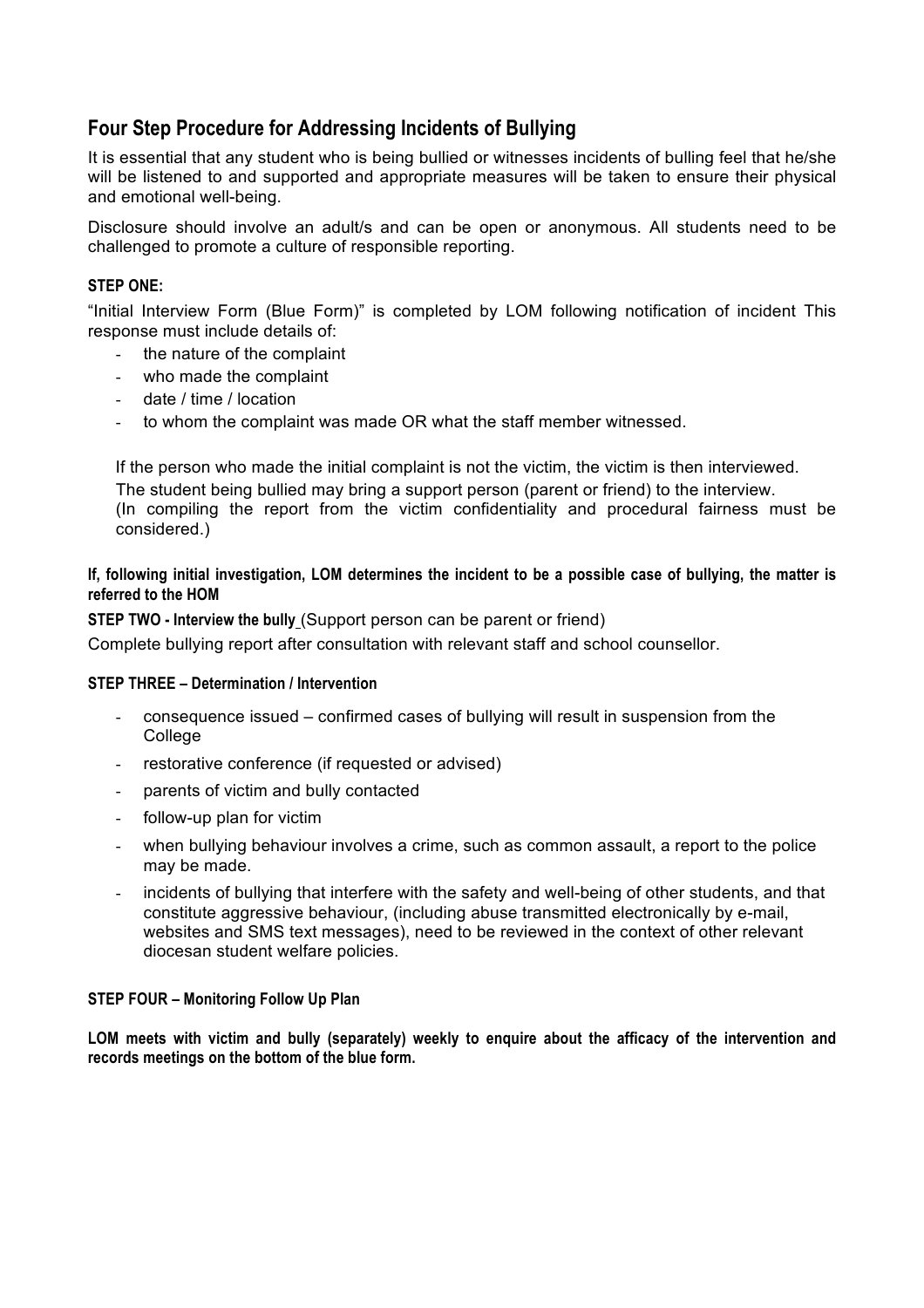## Four Step Procedure for Addressing Incidents of Bullying

It is essential that any student who is being bullied or witnesses incidents of bulling feel that he/she will be listened to and supported and appropriate measures will be taken to ensure their physical and emotional well-being.

Disclosure should involve an adult/s and can be open or anonymous. All students need to be challenged to promote a culture of responsible reporting.

**STEP ONE:**

"Initial Interview Form (Blue Form)" is completed by LOM following notification of incident This response must include details of:

- the nature of the complaint
- who made the complaint
- date / time / location
- to whom the complaint was made OR what the staff member witnessed.

If the person who made the initial complaint is not the victim, the victim is then interviewed.
The student being bullied may bring a support person (parent or friend) to the interview.
(In compiling the report from the victim confidentiality and procedural fairness must be considered.)

**If, following initial investigation, LOM determines the incident to be a possible case of bullying, the matter is referred to the HOM**

**STEP TWO - Interview the bully** (Support person can be parent or friend)

Complete bullying report after consultation with relevant staff and school counsellor.

**STEP THREE – Determination / Intervention**

- consequence issued – confirmed cases of bullying will result in suspension from the College
- restorative conference (if requested or advised)
- parents of victim and bully contacted
- follow-up plan for victim
- when bullying behaviour involves a crime, such as common assault, a report to the police may be made.
- incidents of bullying that interfere with the safety and well-being of other students, and that constitute aggressive behaviour, (including abuse transmitted electronically by e-mail, websites and SMS text messages), need to be reviewed in the context of other relevant diocesan student welfare policies.

**STEP FOUR – Monitoring Follow Up Plan**

**LOM meets with victim and bully (separately) weekly to enquire about the afficacy of the intervention and records meetings on the bottom of the blue form.**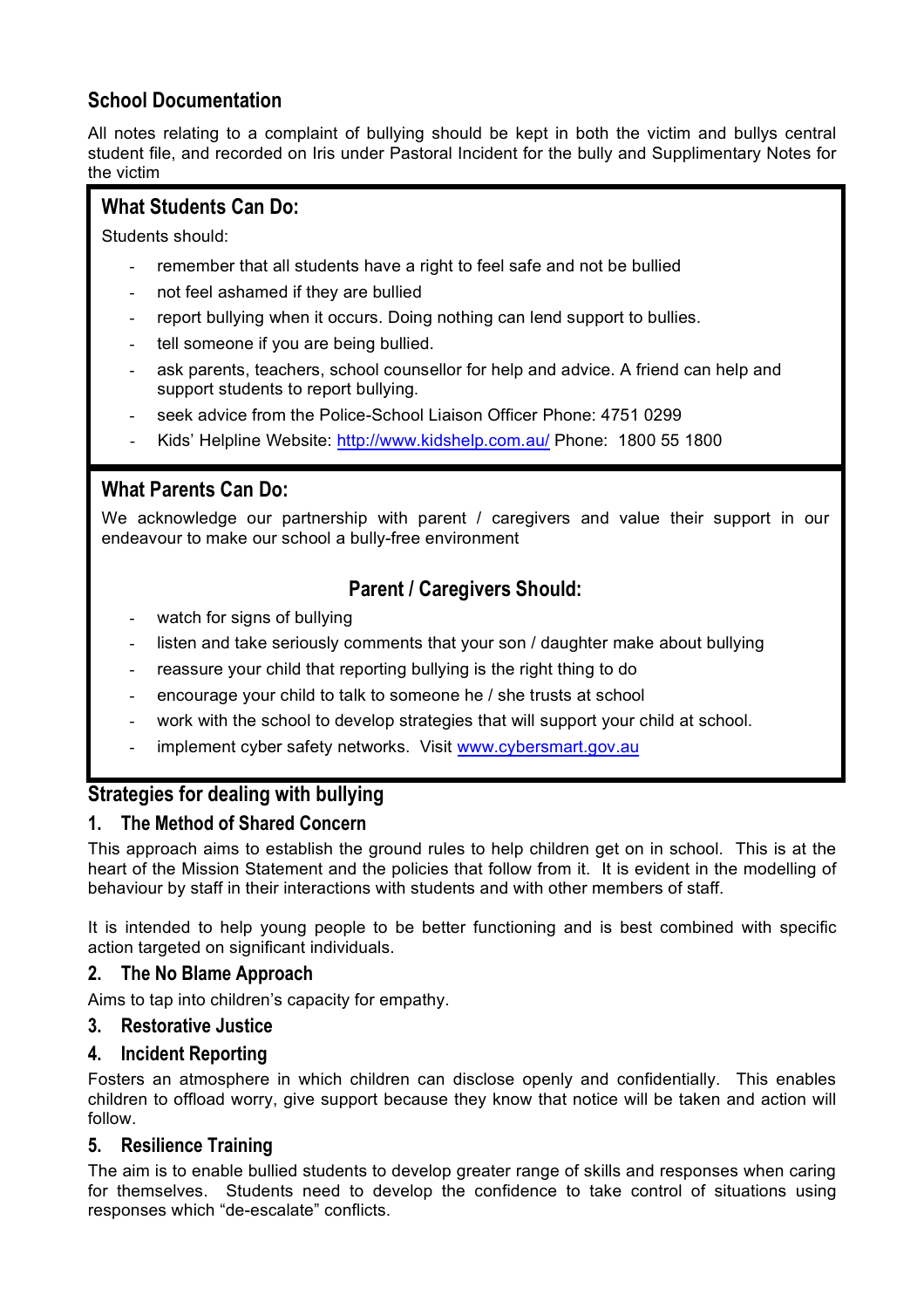## School Documentation

All notes relating to a complaint of bullying should be kept in both the victim and bullys central student file, and recorded on Iris under Pastoral Incident for the bully and Supplimentary Notes for the victim

### What Students Can Do:

Students should:

- remember that all students have a right to feel safe and not be bullied
- not feel ashamed if they are bullied
- report bullying when it occurs. Doing nothing can lend support to bullies.
- tell someone if you are being bullied.
- ask parents, teachers, school counsellor for help and advice. A friend can help and support students to report bullying.
- seek advice from the Police-School Liaison Officer Phone: 4751 0299
- Kids' Helpline Website: http://www.kidshelp.com.au/ Phone: 1800 55 1800

### What Parents Can Do:

We acknowledge our partnership with parent / caregivers and value their support in our endeavour to make our school a bully-free environment

#### Parent / Caregivers Should:

- watch for signs of bullying
- listen and take seriously comments that your son / daughter make about bullying
- reassure your child that reporting bullying is the right thing to do
- encourage your child to talk to someone he / she trusts at school
- work with the school to develop strategies that will support your child at school.
- implement cyber safety networks. Visit www.cybersmart.gov.au

## Strategies for dealing with bullying

### 1. The Method of Shared Concern

This approach aims to establish the ground rules to help children get on in school. This is at the heart of the Mission Statement and the policies that follow from it. It is evident in the modelling of behaviour by staff in their interactions with students and with other members of staff.

It is intended to help young people to be better functioning and is best combined with specific action targeted on significant individuals.

### 2. The No Blame Approach

Aims to tap into children's capacity for empathy.

### 3. Restorative Justice

### 4. Incident Reporting

Fosters an atmosphere in which children can disclose openly and confidentially. This enables children to offload worry, give support because they know that notice will be taken and action will follow.

### 5. Resilience Training

The aim is to enable bullied students to develop greater range of skills and responses when caring for themselves. Students need to develop the confidence to take control of situations using responses which "de-escalate" conflicts.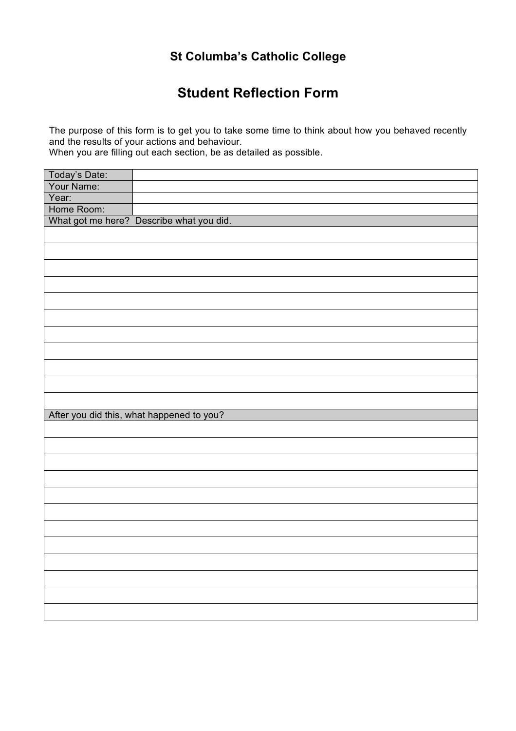## St Columba's Catholic College

# Student Reflection Form

The purpose of this form is to get you to take some time to think about how you behaved recently and the results of your actions and behaviour.
When you are filling out each section, be as detailed as possible.

| Today's Date: | |
|---|---|
| Your Name: | |
| Year: | |
| Home Room: | |

| What got me here? Describe what you did. |
|---|
| |
| |
| |
| |
| |
| |
| |
| |
| |
| |
| |

| After you did this, what happened to you? |
|---|
| |
| |
| |
| |
| |
| |
| |
| |
| |
| |
| |
| |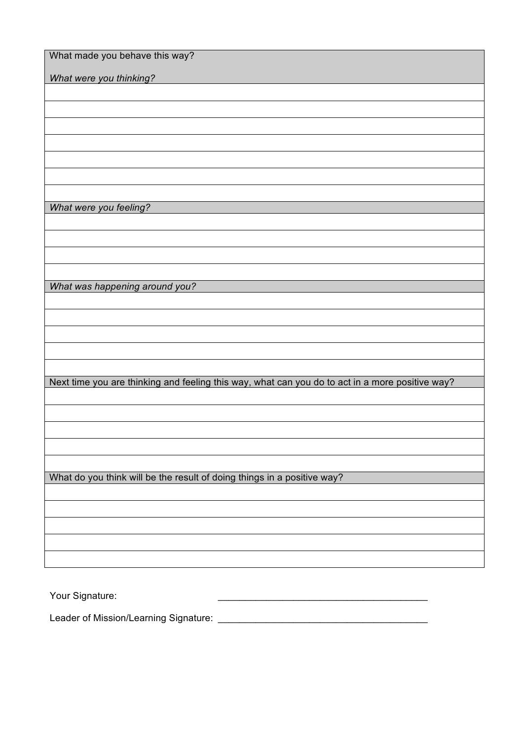| What made you behave this way?<br><br>*What were you thinking?* |
|---|
| |
| |
| |
| |
| |
| |
| |
| *What were you feeling?* |
| |
| |
| |
| |
| *What was happening around you?* |
| |
| |
| |
| |
| |
| Next time you are thinking and feeling this way, what can you do to act in a more positive way? |
| |
| |
| |
| |
| |
| What do you think will be the result of doing things in a positive way? |
| |
| |
| |
| |
| |

Your Signature: ________________________________________

Leader of Mission/Learning Signature: ________________________________________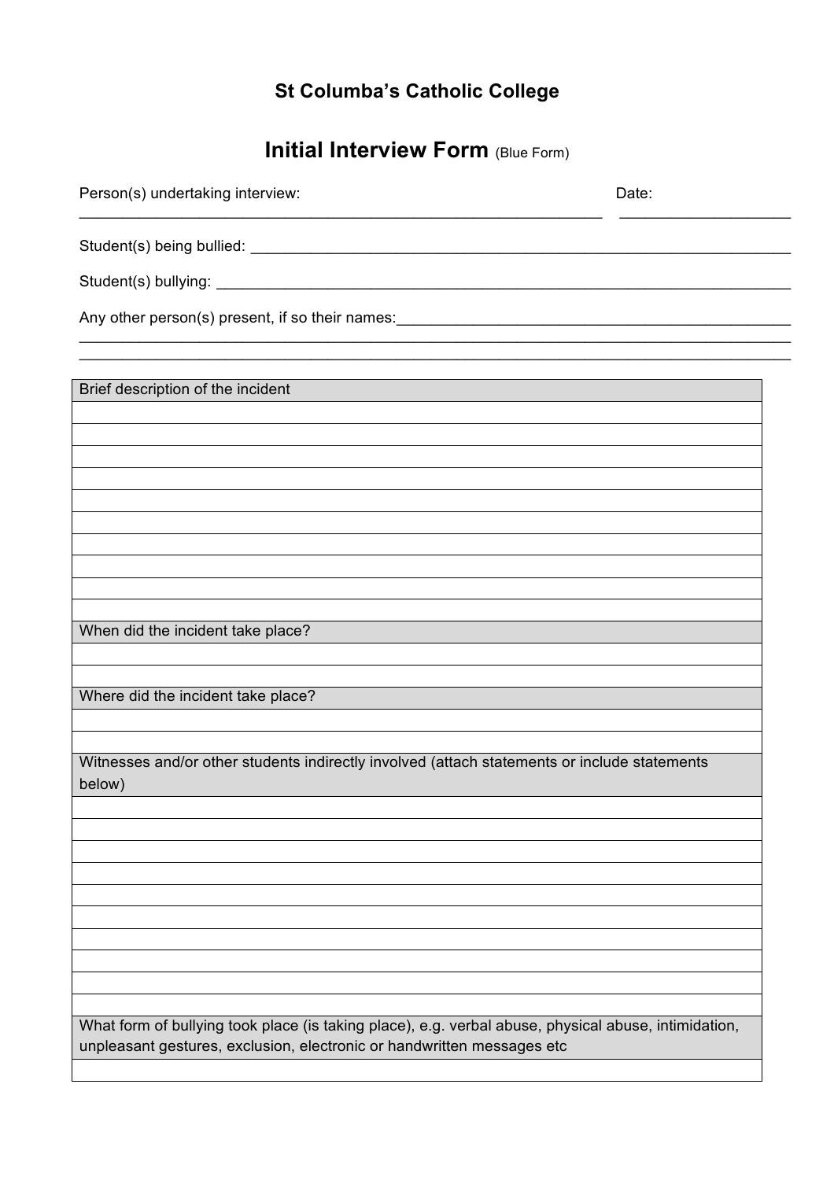## St Columba's Catholic College

# Initial Interview Form (Blue Form)

Person(s) undertaking interview: ______________________________________________ Date: ____________________

Student(s) being bullied: ____________________________________________________________

Student(s) bullying: ________________________________________________________________

Any other person(s) present, if so their names: __________________________________________
______________________________________________________________________________
______________________________________________________________________________

| Brief description of the incident |
| --- |
| |
| |
| |
| |
| |
| |
| |
| |
| |
| |
| **When did the incident take place?** |
| |
| |
| **Where did the incident take place?** |
| |
| |
| **Witnesses and/or other students indirectly involved (attach statements or include statements below)** |
| |
| |
| |
| |
| |
| |
| |
| |
| |
| |
| **What form of bullying took place (is taking place), e.g. verbal abuse, physical abuse, intimidation, unpleasant gestures, exclusion, electronic or handwritten messages etc** |
| |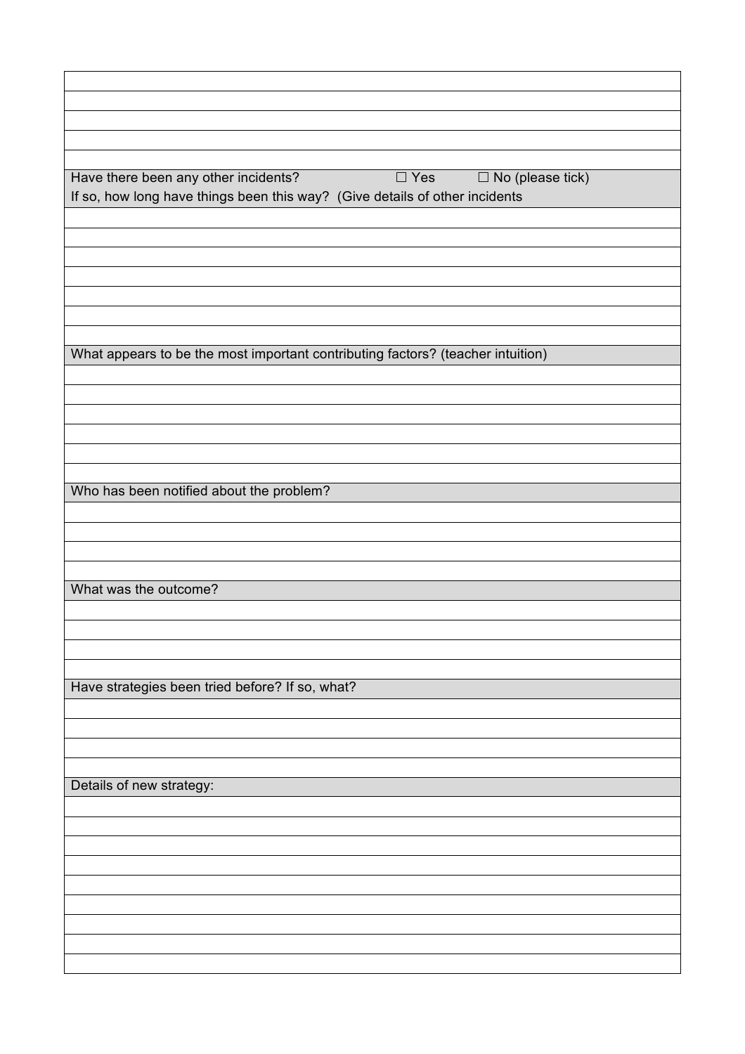| |
|---|
| |
| |
| |
| |
| |
| Have there been any other incidents? ☐ Yes ☐ No (please tick)<br>If so, how long have things been this way? (Give details of other incidents |
| |
| |
| |
| |
| |
| |
| |
| What appears to be the most important contributing factors? (teacher intuition) |
| |
| |
| |
| |
| |
| |
| Who has been notified about the problem? |
| |
| |
| |
| |
| What was the outcome? |
| |
| |
| |
| |
| Have strategies been tried before? If so, what? |
| |
| |
| |
| |
| Details of new strategy: |
| |
| |
| |
| |
| |
| |
| |
| |
| |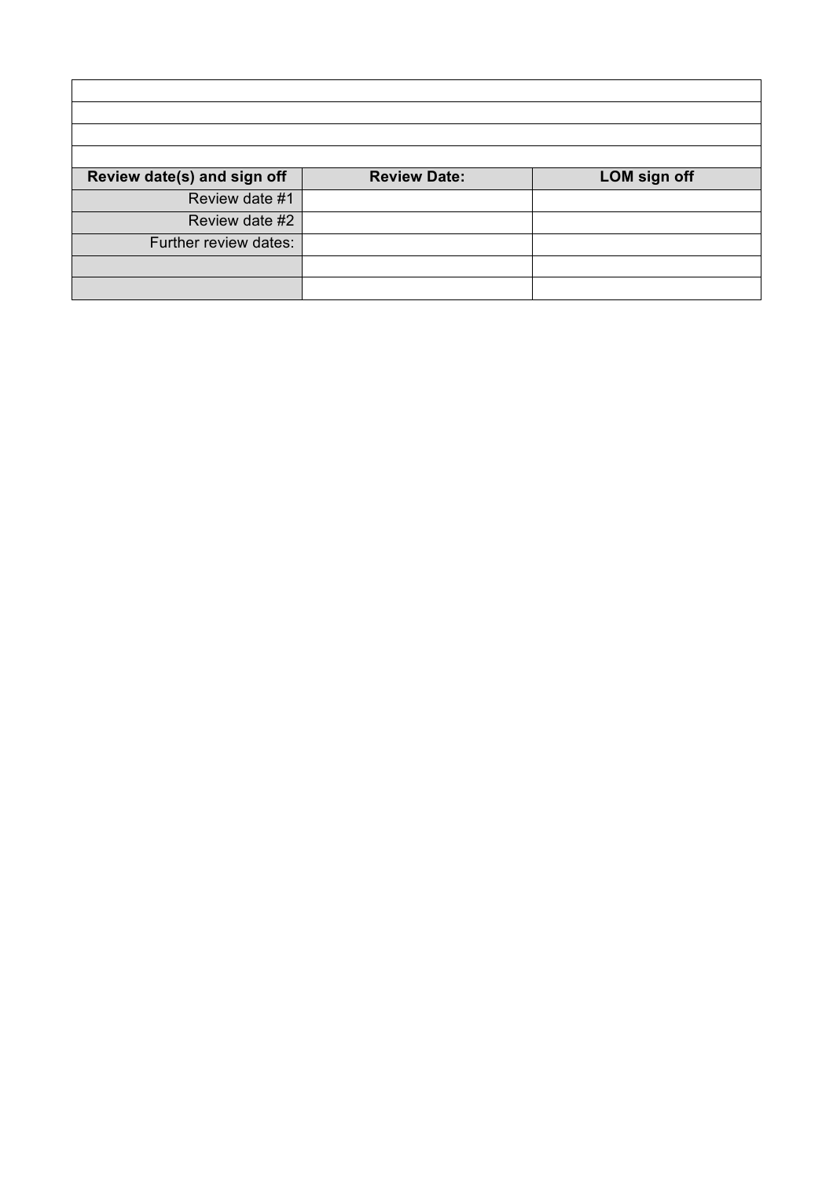| | | |
|---|---|---|
| | | |
| | | |
| | | |
| | | |
| **Review date(s) and sign off** | **Review Date:** | **LOM sign off** |
| Review date #1 | | |
| Review date #2 | | |
| Further review dates: | | |
| | | |
| | | |